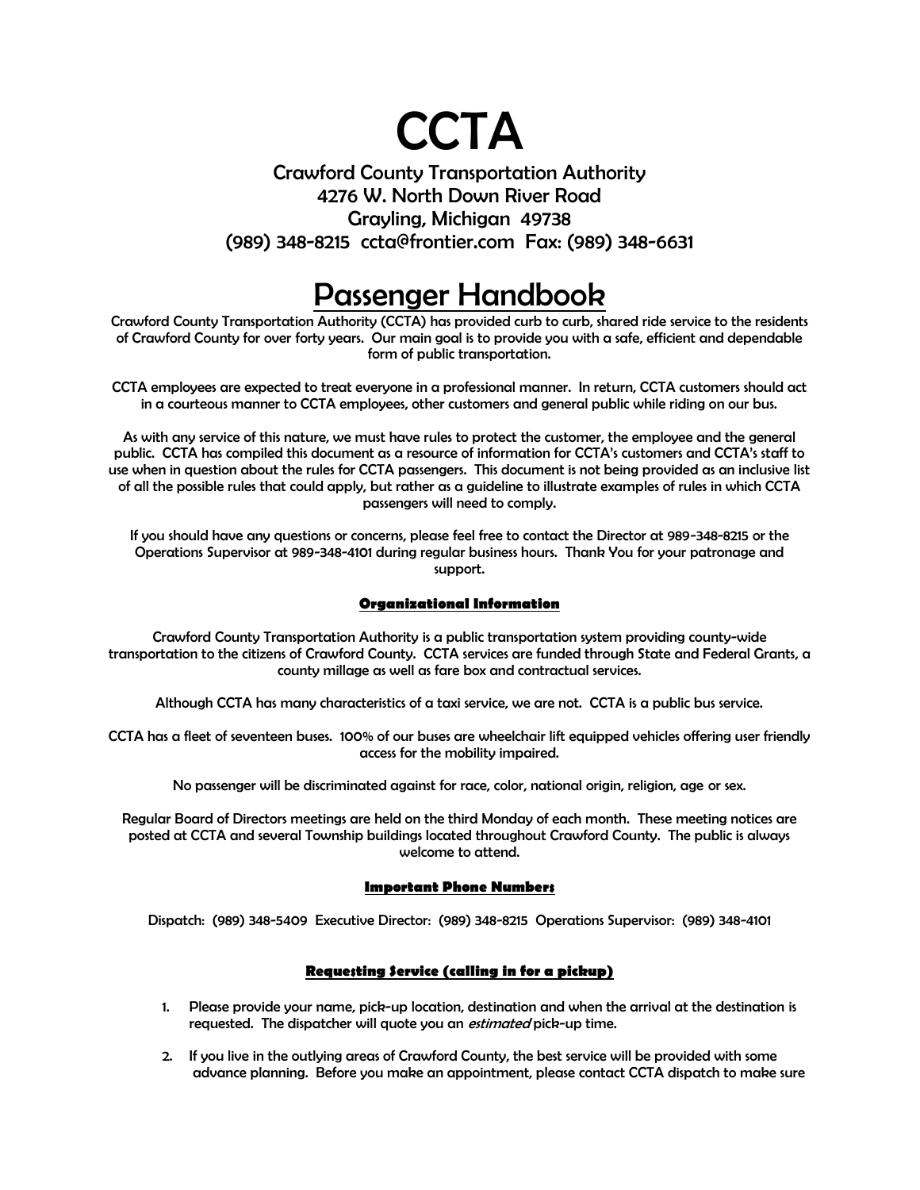# CCTA

Crawford County Transportation Authority
4276 W. North Down River Road
Grayling, Michigan 49738
(989) 348-8215 ccta@frontier.com Fax: (989) 348-6631

# Passenger Handbook

Crawford County Transportation Authority (CCTA) has provided curb to curb, shared ride service to the residents of Crawford County for over forty years. Our main goal is to provide you with a safe, efficient and dependable form of public transportation.

CCTA employees are expected to treat everyone in a professional manner. In return, CCTA customers should act in a courteous manner to CCTA employees, other customers and general public while riding on our bus.

As with any service of this nature, we must have rules to protect the customer, the employee and the general public. CCTA has compiled this document as a resource of information for CCTA's customers and CCTA's staff to use when in question about the rules for CCTA passengers. This document is not being provided as an inclusive list of all the possible rules that could apply, but rather as a guideline to illustrate examples of rules in which CCTA passengers will need to comply.

If you should have any questions or concerns, please feel free to contact the Director at 989-348-8215 or the Operations Supervisor at 989-348-4101 during regular business hours. Thank You for your patronage and support.

## Organizational Information

Crawford County Transportation Authority is a public transportation system providing county-wide transportation to the citizens of Crawford County. CCTA services are funded through State and Federal Grants, a county millage as well as fare box and contractual services.

Although CCTA has many characteristics of a taxi service, we are not. CCTA is a public bus service.

CCTA has a fleet of seventeen buses. 100% of our buses are wheelchair lift equipped vehicles offering user friendly access for the mobility impaired.

No passenger will be discriminated against for race, color, national origin, religion, age or sex.

Regular Board of Directors meetings are held on the third Monday of each month. These meeting notices are posted at CCTA and several Township buildings located throughout Crawford County. The public is always welcome to attend.

## Important Phone Numbers

Dispatch: (989) 348-5409 Executive Director: (989) 348-8215 Operations Supervisor: (989) 348-4101

## Requesting Service (calling in for a pickup)

1. Please provide your name, pick-up location, destination and when the arrival at the destination is requested. The dispatcher will quote you an *estimated* pick-up time.
2. If you live in the outlying areas of Crawford County, the best service will be provided with some advance planning. Before you make an appointment, please contact CCTA dispatch to make sure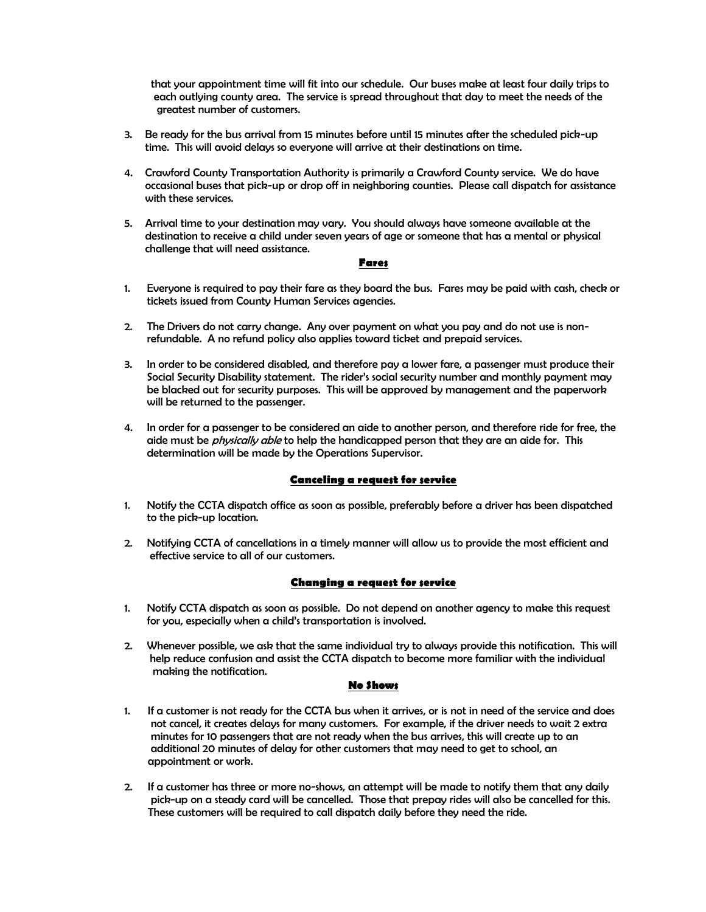that your appointment time will fit into our schedule. Our buses make at least four daily trips to each outlying county area. The service is spread throughout that day to meet the needs of the greatest number of customers.

3. Be ready for the bus arrival from 15 minutes before until 15 minutes after the scheduled pick-up time. This will avoid delays so everyone will arrive at their destinations on time.

4. Crawford County Transportation Authority is primarily a Crawford County service. We do have occasional buses that pick-up or drop off in neighboring counties. Please call dispatch for assistance with these services.

5. Arrival time to your destination may vary. You should always have someone available at the destination to receive a child under seven years of age or someone that has a mental or physical challenge that will need assistance.

## Fares

1. Everyone is required to pay their fare as they board the bus. Fares may be paid with cash, check or tickets issued from County Human Services agencies.

2. The Drivers do not carry change. Any over payment on what you pay and do not use is non-refundable. A no refund policy also applies toward ticket and prepaid services.

3. In order to be considered disabled, and therefore pay a lower fare, a passenger must produce their Social Security Disability statement. The rider's social security number and monthly payment may be blacked out for security purposes. This will be approved by management and the paperwork will be returned to the passenger.

4. In order for a passenger to be considered an aide to another person, and therefore ride for free, the aide must be *physically able* to help the handicapped person that they are an aide for. This determination will be made by the Operations Supervisor.

## Canceling a request for service

1. Notify the CCTA dispatch office as soon as possible, preferably before a driver has been dispatched to the pick-up location.

2. Notifying CCTA of cancellations in a timely manner will allow us to provide the most efficient and effective service to all of our customers.

## Changing a request for service

1. Notify CCTA dispatch as soon as possible. Do not depend on another agency to make this request for you, especially when a child's transportation is involved.

2. Whenever possible, we ask that the same individual try to always provide this notification. This will help reduce confusion and assist the CCTA dispatch to become more familiar with the individual making the notification.

## No Shows

1. If a customer is not ready for the CCTA bus when it arrives, or is not in need of the service and does not cancel, it creates delays for many customers. For example, if the driver needs to wait 2 extra minutes for 10 passengers that are not ready when the bus arrives, this will create up to an additional 20 minutes of delay for other customers that may need to get to school, an appointment or work.

2. If a customer has three or more no-shows, an attempt will be made to notify them that any daily pick-up on a steady card will be cancelled. Those that prepay rides will also be cancelled for this. These customers will be required to call dispatch daily before they need the ride.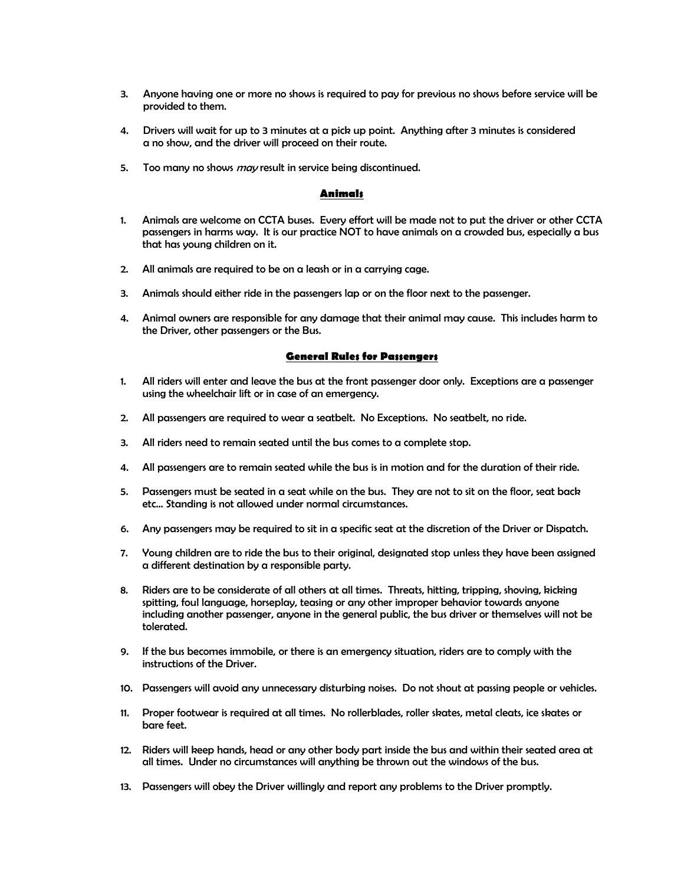3. Anyone having one or more no shows is required to pay for previous no shows before service will be provided to them.

4. Drivers will wait for up to 3 minutes at a pick up point. Anything after 3 minutes is considered a no show, and the driver will proceed on their route.

5. Too many no shows *may* result in service being discontinued.

## Animals

1. Animals are welcome on CCTA buses. Every effort will be made not to put the driver or other CCTA passengers in harms way. It is our practice NOT to have animals on a crowded bus, especially a bus that has young children on it.

2. All animals are required to be on a leash or in a carrying cage.

3. Animals should either ride in the passengers lap or on the floor next to the passenger.

4. Animal owners are responsible for any damage that their animal may cause. This includes harm to the Driver, other passengers or the Bus.

## General Rules for Passengers

1. All riders will enter and leave the bus at the front passenger door only. Exceptions are a passenger using the wheelchair lift or in case of an emergency.

2. All passengers are required to wear a seatbelt. No Exceptions. No seatbelt, no ride.

3. All riders need to remain seated until the bus comes to a complete stop.

4. All passengers are to remain seated while the bus is in motion and for the duration of their ride.

5. Passengers must be seated in a seat while on the bus. They are not to sit on the floor, seat back etc… Standing is not allowed under normal circumstances.

6. Any passengers may be required to sit in a specific seat at the discretion of the Driver or Dispatch.

7. Young children are to ride the bus to their original, designated stop unless they have been assigned a different destination by a responsible party.

8. Riders are to be considerate of all others at all times. Threats, hitting, tripping, shoving, kicking spitting, foul language, horseplay, teasing or any other improper behavior towards anyone including another passenger, anyone in the general public, the bus driver or themselves will not be tolerated.

9. If the bus becomes immobile, or there is an emergency situation, riders are to comply with the instructions of the Driver.

10. Passengers will avoid any unnecessary disturbing noises. Do not shout at passing people or vehicles.

11. Proper footwear is required at all times. No rollerblades, roller skates, metal cleats, ice skates or bare feet.

12. Riders will keep hands, head or any other body part inside the bus and within their seated area at all times. Under no circumstances will anything be thrown out the windows of the bus.

13. Passengers will obey the Driver willingly and report any problems to the Driver promptly.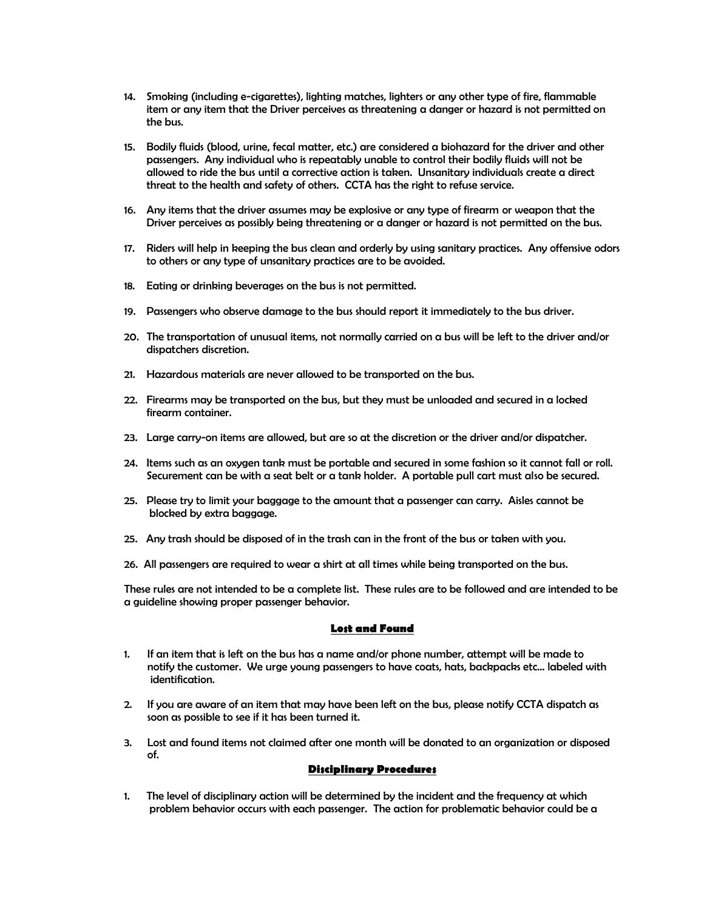14. Smoking (including e-cigarettes), lighting matches, lighters or any other type of fire, flammable item or any item that the Driver perceives as threatening a danger or hazard is not permitted on the bus.

15. Bodily fluids (blood, urine, fecal matter, etc.) are considered a biohazard for the driver and other passengers. Any individual who is repeatably unable to control their bodily fluids will not be allowed to ride the bus until a corrective action is taken. Unsanitary individuals create a direct threat to the health and safety of others. CCTA has the right to refuse service.

16. Any items that the driver assumes may be explosive or any type of firearm or weapon that the Driver perceives as possibly being threatening or a danger or hazard is not permitted on the bus.

17. Riders will help in keeping the bus clean and orderly by using sanitary practices. Any offensive odors to others or any type of unsanitary practices are to be avoided.

18. Eating or drinking beverages on the bus is not permitted.

19. Passengers who observe damage to the bus should report it immediately to the bus driver.

20. The transportation of unusual items, not normally carried on a bus will be left to the driver and/or dispatchers discretion.

21. Hazardous materials are never allowed to be transported on the bus.

22. Firearms may be transported on the bus, but they must be unloaded and secured in a locked firearm container.

23. Large carry-on items are allowed, but are so at the discretion or the driver and/or dispatcher.

24. Items such as an oxygen tank must be portable and secured in some fashion so it cannot fall or roll. Securement can be with a seat belt or a tank holder. A portable pull cart must also be secured.

25. Please try to limit your baggage to the amount that a passenger can carry. Aisles cannot be blocked by extra baggage.

25. Any trash should be disposed of in the trash can in the front of the bus or taken with you.

26. All passengers are required to wear a shirt at all times while being transported on the bus.

These rules are not intended to be a complete list. These rules are to be followed and are intended to be a guideline showing proper passenger behavior.

## Lost and Found

1. If an item that is left on the bus has a name and/or phone number, attempt will be made to notify the customer. We urge young passengers to have coats, hats, backpacks etc… labeled with identification.

2. If you are aware of an item that may have been left on the bus, please notify CCTA dispatch as soon as possible to see if it has been turned it.

3. Lost and found items not claimed after one month will be donated to an organization or disposed of.

## Disciplinary Procedures

1. The level of disciplinary action will be determined by the incident and the frequency at which problem behavior occurs with each passenger. The action for problematic behavior could be a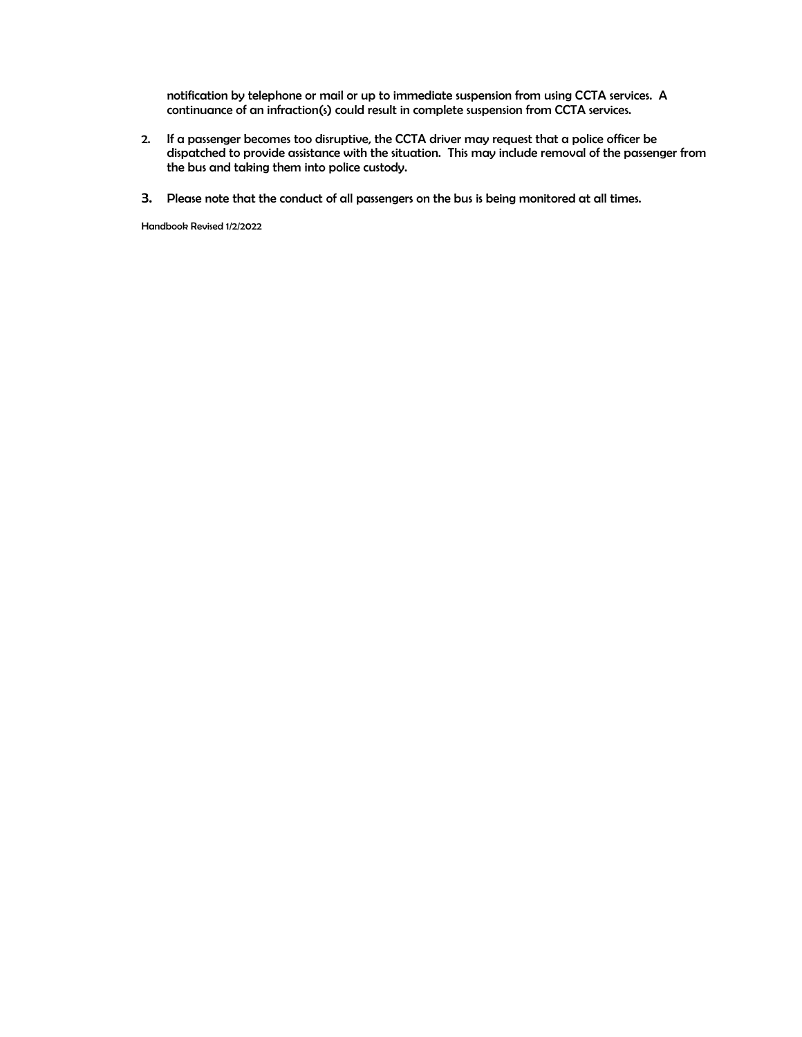notification by telephone or mail or up to immediate suspension from using CCTA services. A continuance of an infraction(s) could result in complete suspension from CCTA services.

2. If a passenger becomes too disruptive, the CCTA driver may request that a police officer be dispatched to provide assistance with the situation. This may include removal of the passenger from the bus and taking them into police custody.

3. Please note that the conduct of all passengers on the bus is being monitored at all times.

Handbook Revised 1/2/2022